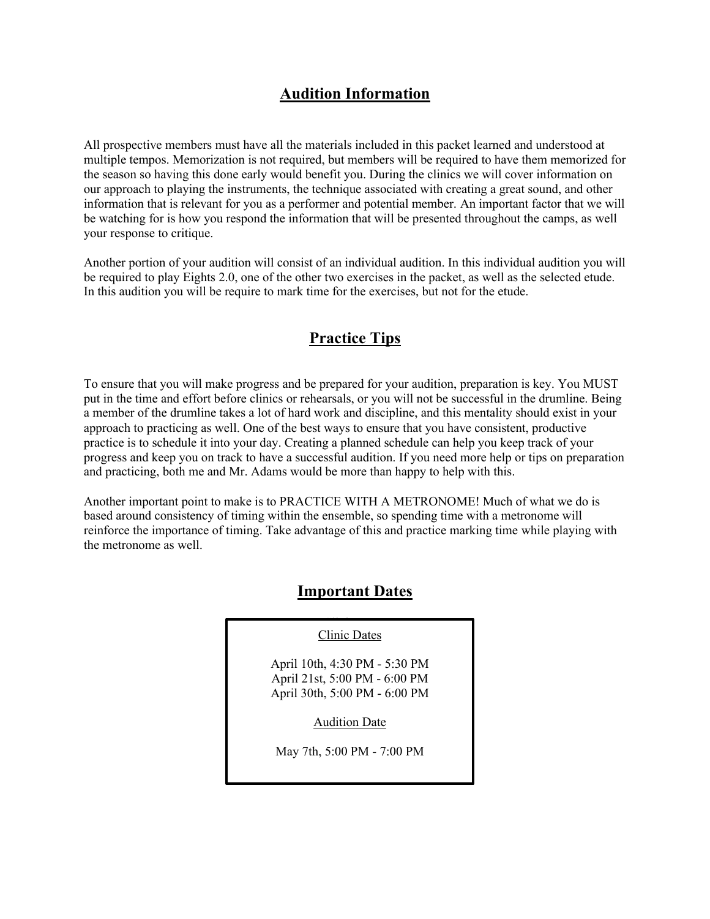## Audition Information

All prospective members must have all the materials included in this packet learned and understood at multiple tempos. Memorization is not required, but members will be required to have them memorized for the season so having this done early would benefit you. During the clinics we will cover information on our approach to playing the instruments, the technique associated with creating a great sound, and other information that is relevant for you as a performer and potential member. An important factor that we will be watching for is how you respond the information that will be presented throughout the camps, as well your response to critique.

Another portion of your audition will consist of an individual audition. In this individual audition you will be required to play Eights 2.0, one of the other two exercises in the packet, as well as the selected etude. In this audition you will be require to mark time for the exercises, but not for the etude.

## Practice Tips

To ensure that you will make progress and be prepared for your audition, preparation is key. You MUST put in the time and effort before clinics or rehearsals, or you will not be successful in the drumline. Being a member of the drumline takes a lot of hard work and discipline, and this mentality should exist in your approach to practicing as well. One of the best ways to ensure that you have consistent, productive practice is to schedule it into your day. Creating a planned schedule can help you keep track of your progress and keep you on track to have a successful audition. If you need more help or tips on preparation and practicing, both me and Mr. Adams would be more than happy to help with this.

Another important point to make is to PRACTICE WITH A METRONOME! Much of what we do is based around consistency of timing within the ensemble, so spending time with a metronome will reinforce the importance of timing. Take advantage of this and practice marking time while playing with the metronome as well.

## Important Dates

Clinic Dates

April 10th, 4:30 PM - 5:30 PM
April 21st, 5:00 PM - 6:00 PM
April 30th, 5:00 PM - 6:00 PM

Audition Date

May 7th, 5:00 PM - 7:00 PM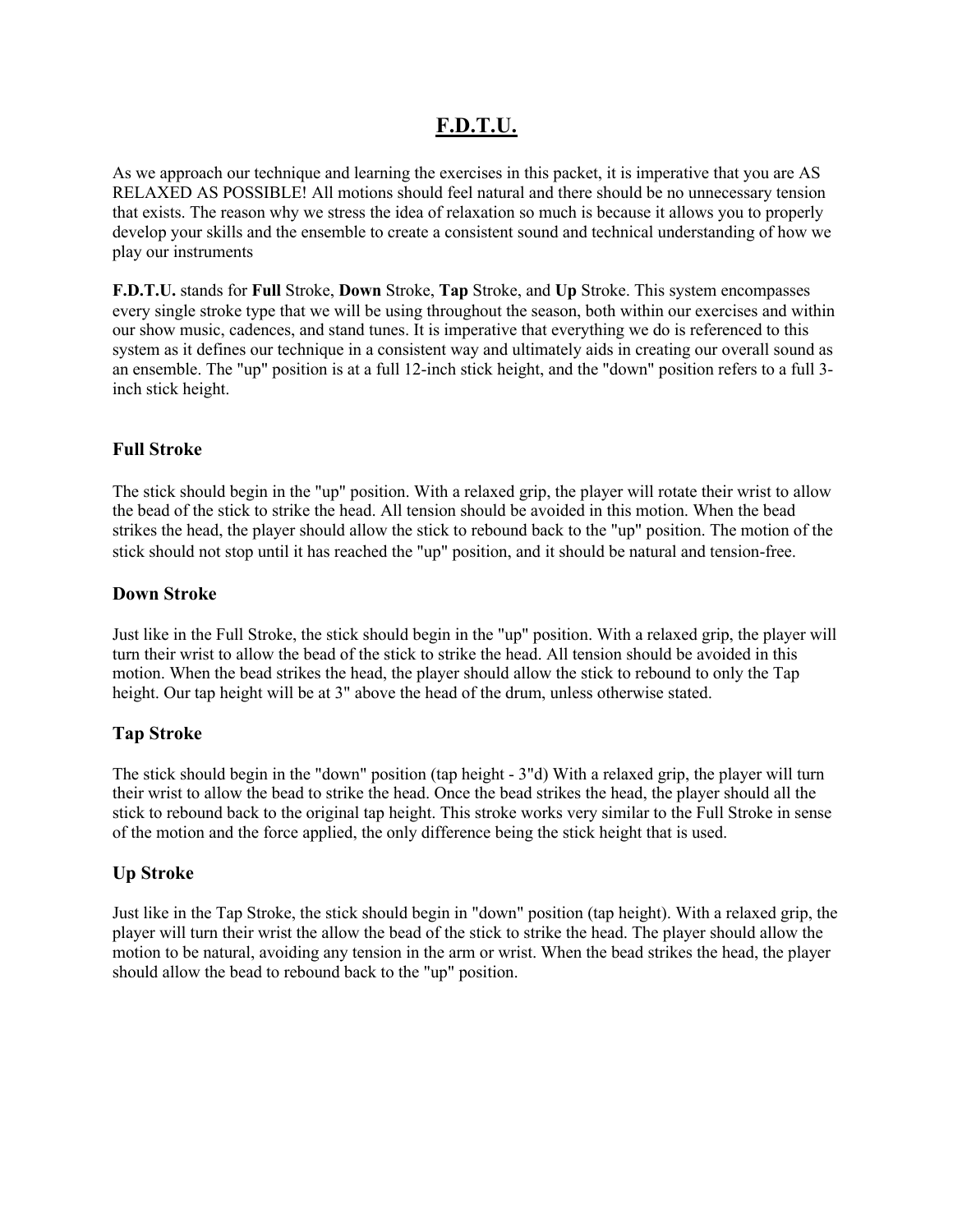# F.D.T.U.

As we approach our technique and learning the exercises in this packet, it is imperative that you are AS RELAXED AS POSSIBLE! All motions should feel natural and there should be no unnecessary tension that exists. The reason why we stress the idea of relaxation so much is because it allows you to properly develop your skills and the ensemble to create a consistent sound and technical understanding of how we play our instruments

**F.D.T.U.** stands for **Full** Stroke, **Down** Stroke, **Tap** Stroke, and **Up** Stroke. This system encompasses every single stroke type that we will be using throughout the season, both within our exercises and within our show music, cadences, and stand tunes. It is imperative that everything we do is referenced to this system as it defines our technique in a consistent way and ultimately aids in creating our overall sound as an ensemble. The "up" position is at a full 12-inch stick height, and the "down" position refers to a full 3-inch stick height.

### Full Stroke

The stick should begin in the "up" position. With a relaxed grip, the player will rotate their wrist to allow the bead of the stick to strike the head. All tension should be avoided in this motion. When the bead strikes the head, the player should allow the stick to rebound back to the "up" position. The motion of the stick should not stop until it has reached the "up" position, and it should be natural and tension-free.

### Down Stroke

Just like in the Full Stroke, the stick should begin in the "up" position. With a relaxed grip, the player will turn their wrist to allow the bead of the stick to strike the head. All tension should be avoided in this motion. When the bead strikes the head, the player should allow the stick to rebound to only the Tap height. Our tap height will be at 3" above the head of the drum, unless otherwise stated.

### Tap Stroke

The stick should begin in the "down" position (tap height - 3"d) With a relaxed grip, the player will turn their wrist to allow the bead to strike the head. Once the bead strikes the head, the player should all the stick to rebound back to the original tap height. This stroke works very similar to the Full Stroke in sense of the motion and the force applied, the only difference being the stick height that is used.

### Up Stroke

Just like in the Tap Stroke, the stick should begin in "down" position (tap height). With a relaxed grip, the player will turn their wrist the allow the bead of the stick to strike the head. The player should allow the motion to be natural, avoiding any tension in the arm or wrist. When the bead strikes the head, the player should allow the bead to rebound back to the "up" position.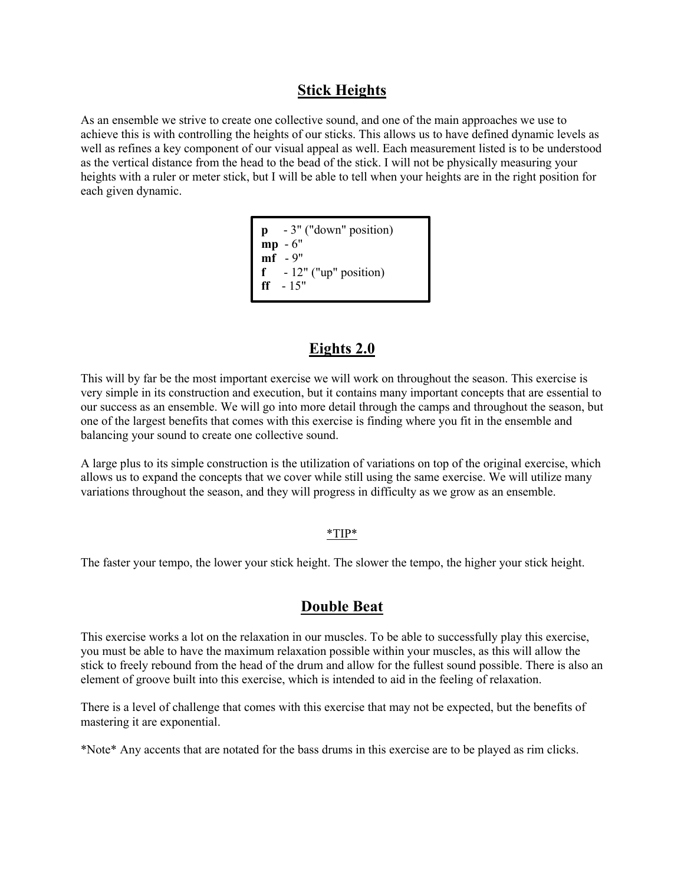## Stick Heights

As an ensemble we strive to create one collective sound, and one of the main approaches we use to achieve this is with controlling the heights of our sticks. This allows us to have defined dynamic levels as well as refines a key component of our visual appeal as well. Each measurement listed is to be understood as the vertical distance from the head to the bead of the stick. I will not be physically measuring your heights with a ruler or meter stick, but I will be able to tell when your heights are in the right position for each given dynamic.

**p** - 3" ("down" position)
**mp** - 6"
**mf** - 9"
**f** - 12" ("up" position)
**ff** - 15"

## Eights 2.0

This will by far be the most important exercise we will work on throughout the season. This exercise is very simple in its construction and execution, but it contains many important concepts that are essential to our success as an ensemble. We will go into more detail through the camps and throughout the season, but one of the largest benefits that comes with this exercise is finding where you fit in the ensemble and balancing your sound to create one collective sound.

A large plus to its simple construction is the utilization of variations on top of the original exercise, which allows us to expand the concepts that we cover while still using the same exercise. We will utilize many variations throughout the season, and they will progress in difficulty as we grow as an ensemble.

*TIP*

The faster your tempo, the lower your stick height. The slower the tempo, the higher your stick height.

## Double Beat

This exercise works a lot on the relaxation in our muscles. To be able to successfully play this exercise, you must be able to have the maximum relaxation possible within your muscles, as this will allow the stick to freely rebound from the head of the drum and allow for the fullest sound possible. There is also an element of groove built into this exercise, which is intended to aid in the feeling of relaxation.

There is a level of challenge that comes with this exercise that may not be expected, but the benefits of mastering it are exponential.

*Note* Any accents that are notated for the bass drums in this exercise are to be played as rim clicks.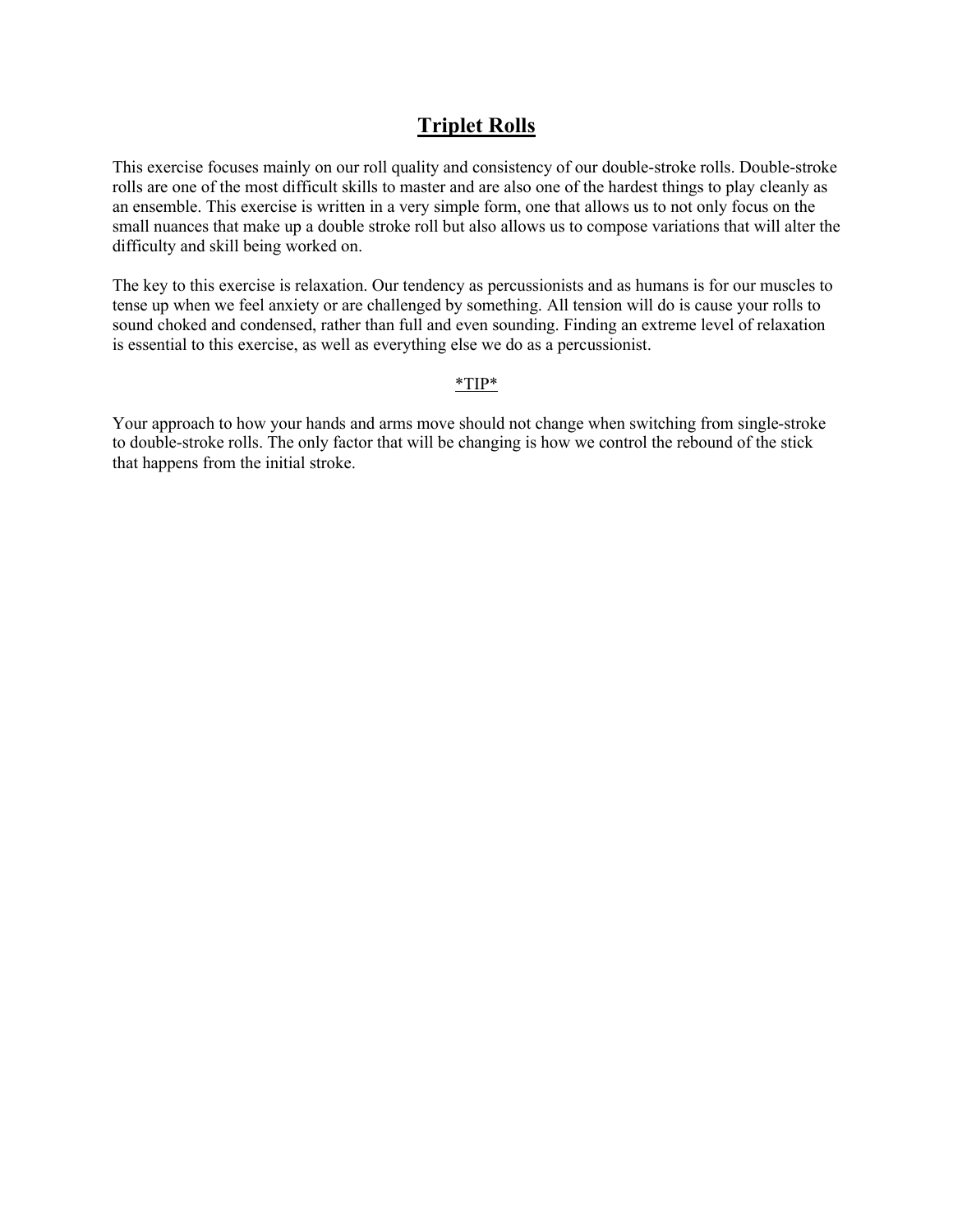# Triplet Rolls

This exercise focuses mainly on our roll quality and consistency of our double-stroke rolls. Double-stroke rolls are one of the most difficult skills to master and are also one of the hardest things to play cleanly as an ensemble. This exercise is written in a very simple form, one that allows us to not only focus on the small nuances that make up a double stroke roll but also allows us to compose variations that will alter the difficulty and skill being worked on.

The key to this exercise is relaxation. Our tendency as percussionists and as humans is for our muscles to tense up when we feel anxiety or are challenged by something. All tension will do is cause your rolls to sound choked and condensed, rather than full and even sounding. Finding an extreme level of relaxation is essential to this exercise, as well as everything else we do as a percussionist.

*TIP*

Your approach to how your hands and arms move should not change when switching from single-stroke to double-stroke rolls. The only factor that will be changing is how we control the rebound of the stick that happens from the initial stroke.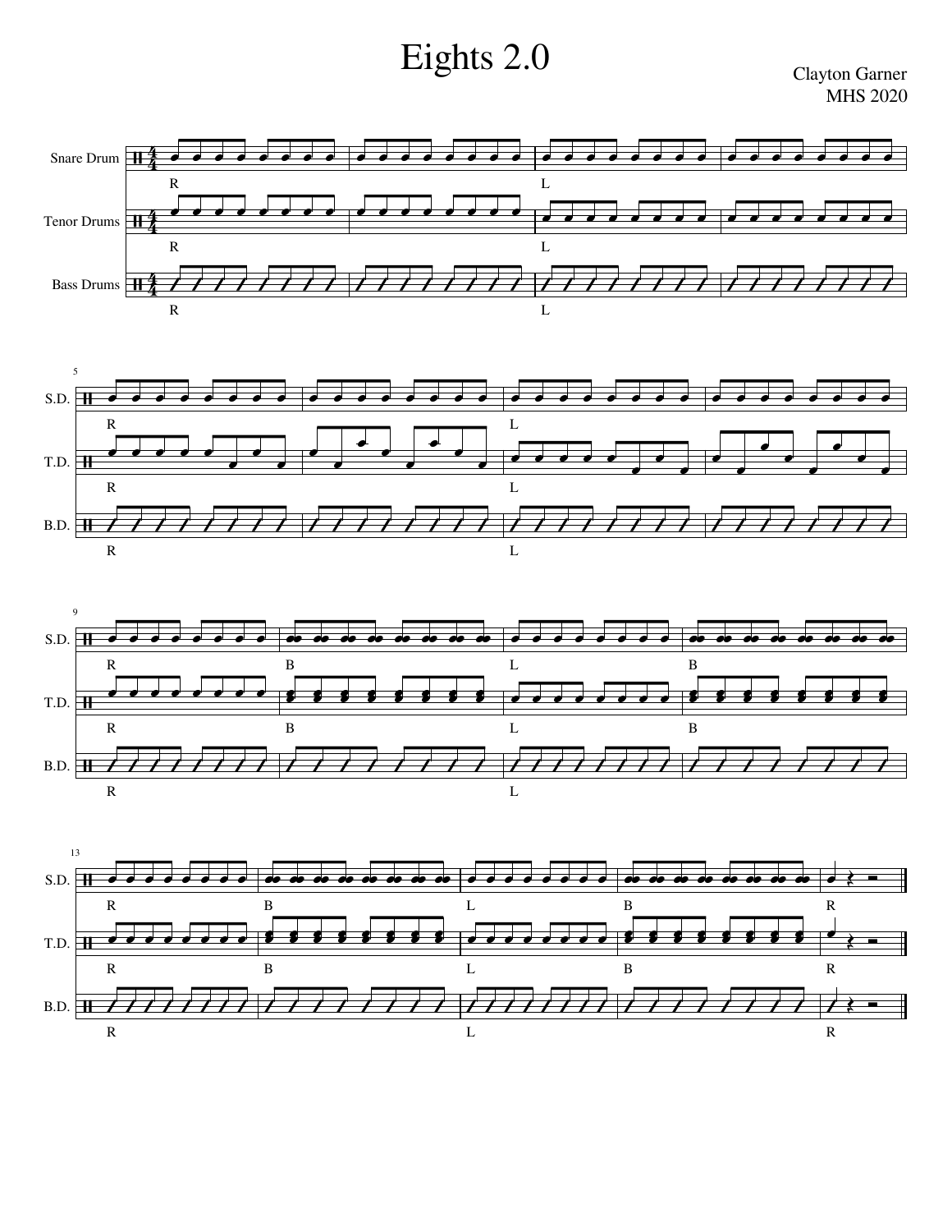# Eights 2.0

Clayton Garner
MHS 2020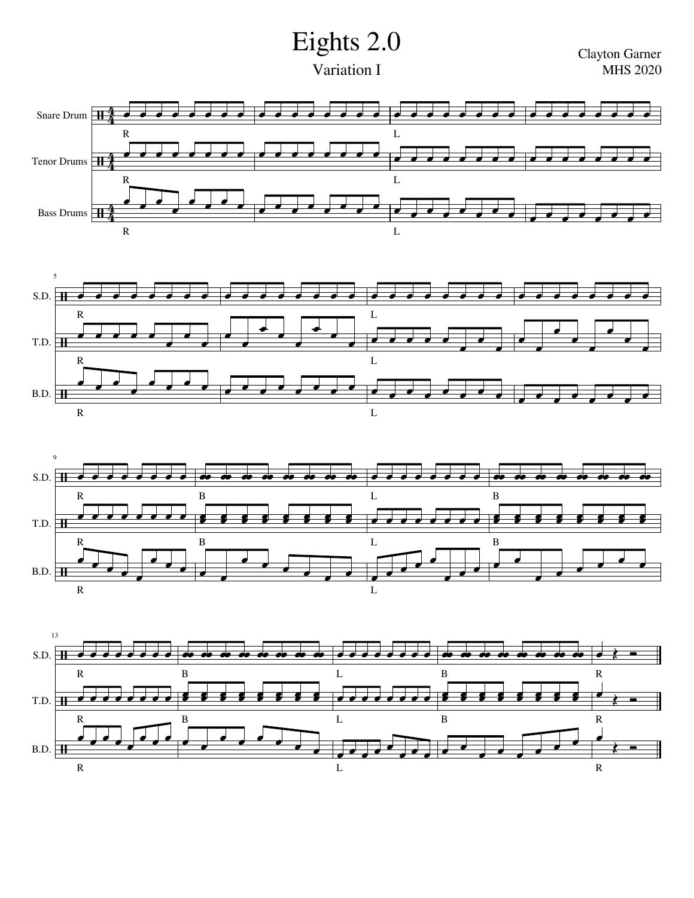# Eights 2.0

Variation I

Clayton Garner
MHS 2020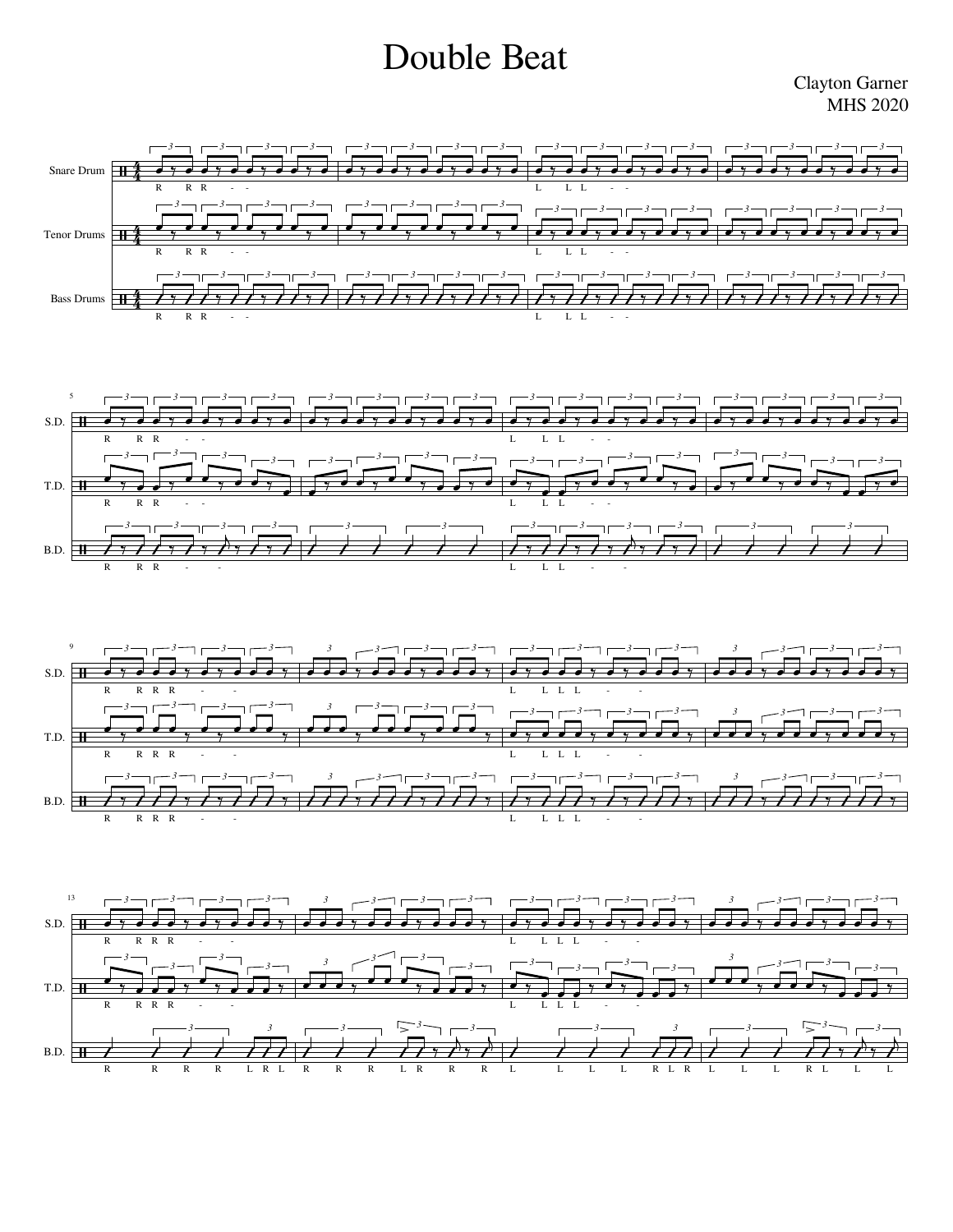# Double Beat

Clayton Garner
MHS 2020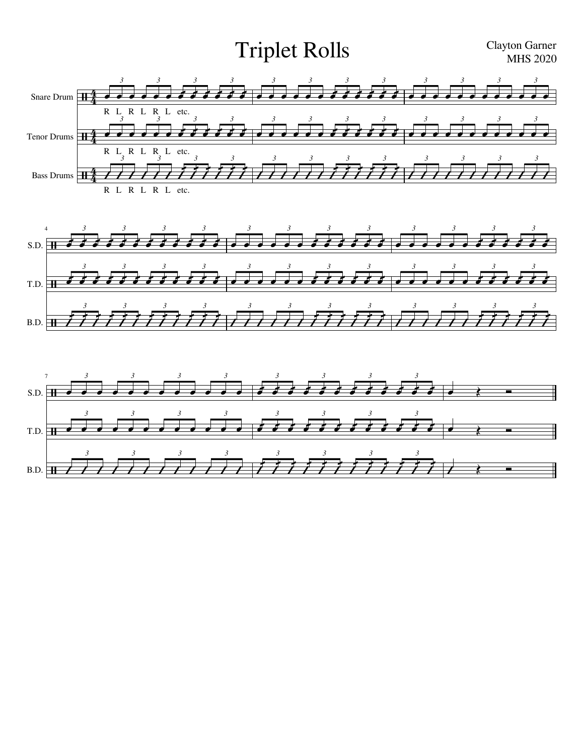# Triplet Rolls

Clayton Garner
MHS 2020

Snare Drum

R L R L R L etc.

Tenor Drums

R L R L R L etc.

Bass Drums

R L R L R L etc.

4

S.D.

T.D.

B.D.

7

S.D.

T.D.

B.D.